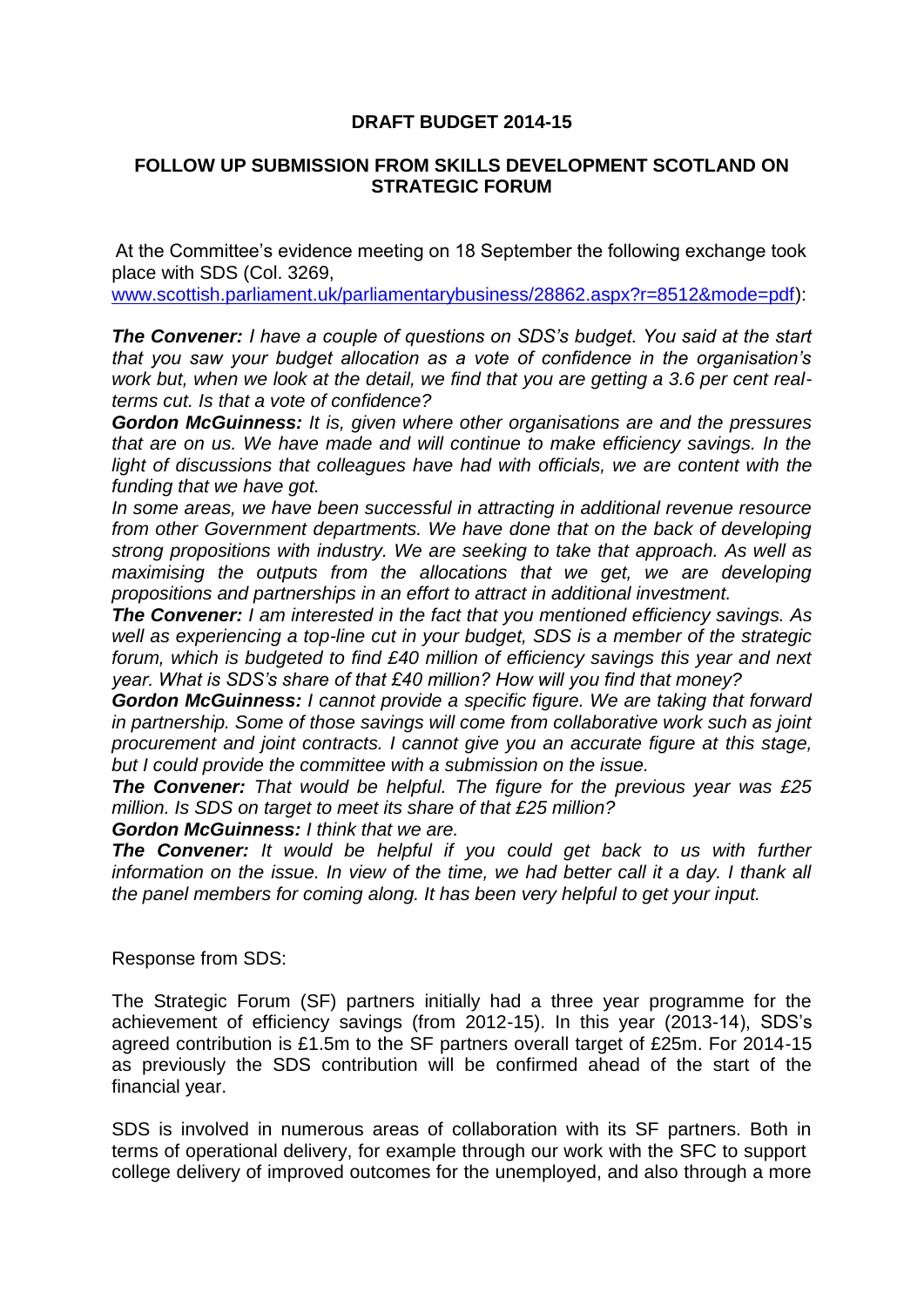**DRAFT BUDGET 2014-15**

**FOLLOW UP SUBMISSION FROM SKILLS DEVELOPMENT SCOTLAND ON STRATEGIC FORUM**

At the Committee's evidence meeting on 18 September the following exchange took place with SDS (Col. 3269, www.scottish.parliament.uk/parliamentarybusiness/28862.aspx?r=8512&mode=pdf):

***The Convener:*** *I have a couple of questions on SDS's budget. You said at the start that you saw your budget allocation as a vote of confidence in the organisation's work but, when we look at the detail, we find that you are getting a 3.6 per cent real-terms cut. Is that a vote of confidence?*

***Gordon McGuinness:*** *It is, given where other organisations are and the pressures that are on us. We have made and will continue to make efficiency savings. In the light of discussions that colleagues have had with officials, we are content with the funding that we have got.*

*In some areas, we have been successful in attracting in additional revenue resource from other Government departments. We have done that on the back of developing strong propositions with industry. We are seeking to take that approach. As well as maximising the outputs from the allocations that we get, we are developing propositions and partnerships in an effort to attract in additional investment.*

***The Convener:*** *I am interested in the fact that you mentioned efficiency savings. As well as experiencing a top-line cut in your budget, SDS is a member of the strategic forum, which is budgeted to find £40 million of efficiency savings this year and next year. What is SDS's share of that £40 million? How will you find that money?*

***Gordon McGuinness:*** *I cannot provide a specific figure. We are taking that forward in partnership. Some of those savings will come from collaborative work such as joint procurement and joint contracts. I cannot give you an accurate figure at this stage, but I could provide the committee with a submission on the issue.*

***The Convener:*** *That would be helpful. The figure for the previous year was £25 million. Is SDS on target to meet its share of that £25 million?*

***Gordon McGuinness:*** *I think that we are.*

***The Convener:*** *It would be helpful if you could get back to us with further information on the issue. In view of the time, we had better call it a day. I thank all the panel members for coming along. It has been very helpful to get your input.*

Response from SDS:

The Strategic Forum (SF) partners initially had a three year programme for the achievement of efficiency savings (from 2012-15). In this year (2013-14), SDS's agreed contribution is £1.5m to the SF partners overall target of £25m. For 2014-15 as previously the SDS contribution will be confirmed ahead of the start of the financial year.

SDS is involved in numerous areas of collaboration with its SF partners. Both in terms of operational delivery, for example through our work with the SFC to support college delivery of improved outcomes for the unemployed, and also through a more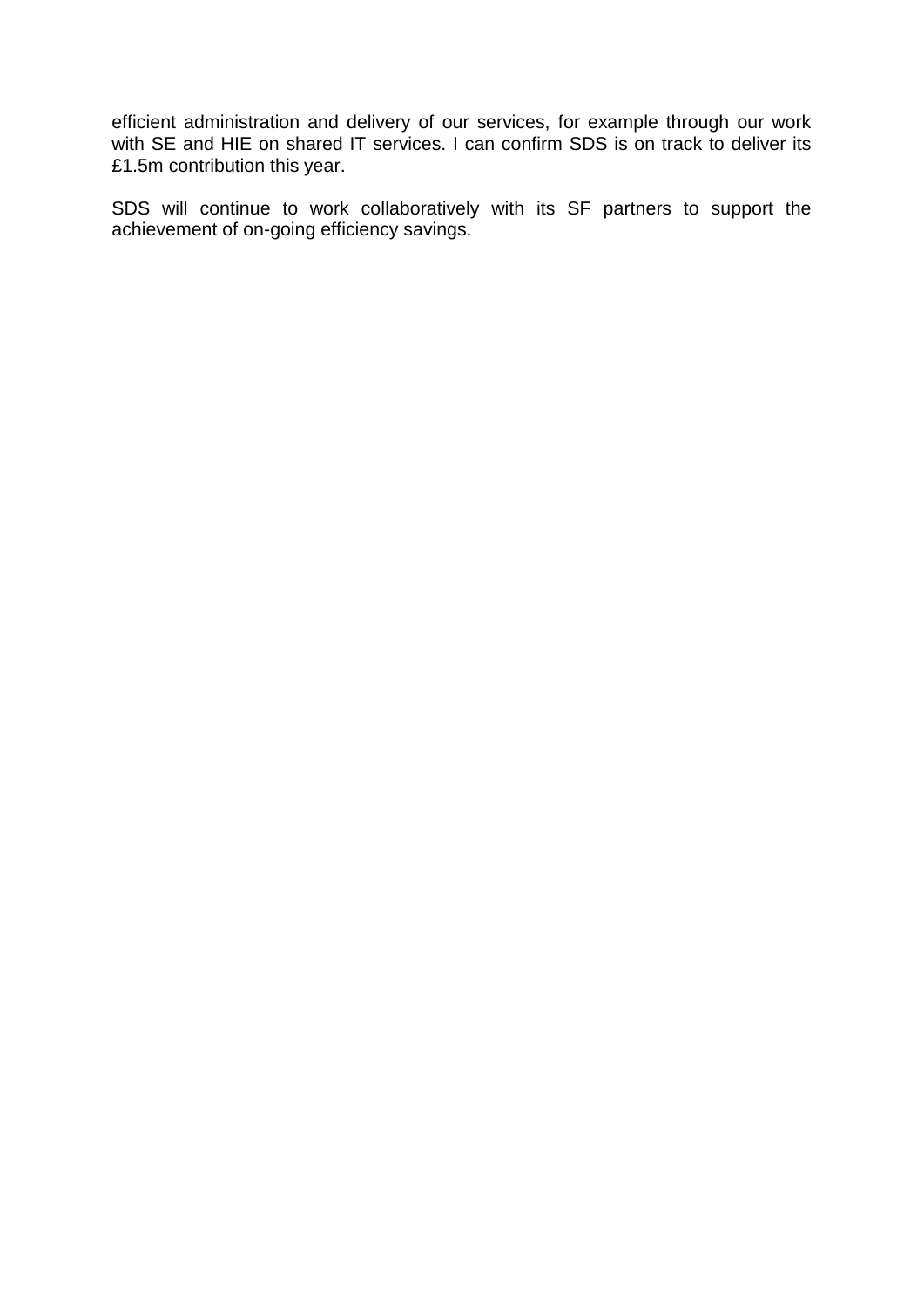efficient administration and delivery of our services, for example through our work with SE and HIE on shared IT services. I can confirm SDS is on track to deliver its £1.5m contribution this year.

SDS will continue to work collaboratively with its SF partners to support the achievement of on-going efficiency savings.